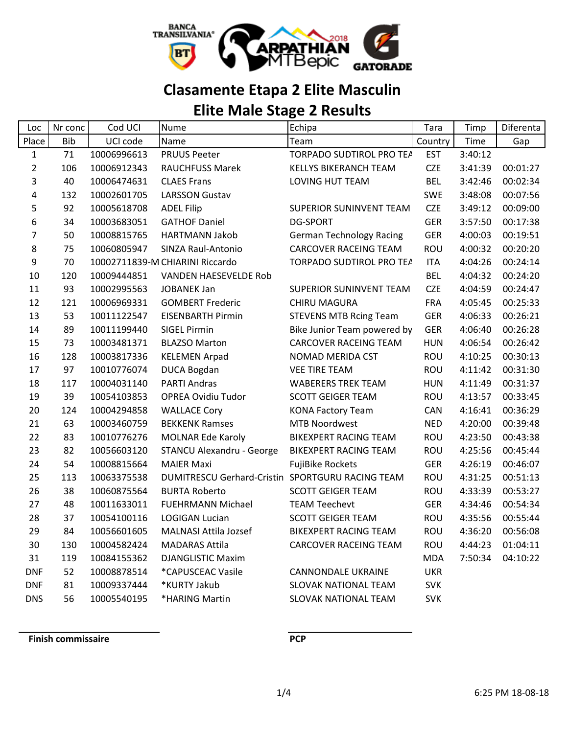# Clasamente Etapa 2 Elite Masculin

## Elite Male Stage 2 Results

| Loc | Nr conc | Cod UCI | Nume | Echipa | Tara | Timp | Diferenta |
|---|---|---|---|---|---|---|---|
| Place | Bib | UCI code | Name | Team | Country | Time | Gap |
| 1 | 71 | 10006996613 | PRUUS Peeter | TORPADO SUDTIROL PRO TEA | EST | 3:40:12 | |
| 2 | 106 | 10006912343 | RAUCHFUSS Marek | KELLYS BIKERANCH TEAM | CZE | 3:41:39 | 00:01:27 |
| 3 | 40 | 10006474631 | CLAES Frans | LOVING HUT TEAM | BEL | 3:42:46 | 00:02:34 |
| 4 | 132 | 10002601705 | LARSSON Gustav | | SWE | 3:48:08 | 00:07:56 |
| 5 | 92 | 10005618708 | ADEL Filip | SUPERIOR SUNINVENT TEAM | CZE | 3:49:12 | 00:09:00 |
| 6 | 34 | 10003683051 | GATHOF Daniel | DG-SPORT | GER | 3:57:50 | 00:17:38 |
| 7 | 50 | 10008815765 | HARTMANN Jakob | German Technology Racing | GER | 4:00:03 | 00:19:51 |
| 8 | 75 | 10060805947 | SINZA Raul-Antonio | CARCOVER RACEING TEAM | ROU | 4:00:32 | 00:20:20 |
| 9 | 70 | 10002711839-M | CHIARINI Riccardo | TORPADO SUDTIROL PRO TEA | ITA | 4:04:26 | 00:24:14 |
| 10 | 120 | 10009444851 | VANDEN HAESEVELDE Rob | | BEL | 4:04:32 | 00:24:20 |
| 11 | 93 | 10002995563 | JOBANEK Jan | SUPERIOR SUNINVENT TEAM | CZE | 4:04:59 | 00:24:47 |
| 12 | 121 | 10006969331 | GOMBERT Frederic | CHIRU MAGURA | FRA | 4:05:45 | 00:25:33 |
| 13 | 53 | 10011122547 | EISENBARTH Pirmin | STEVENS MTB Rcing Team | GER | 4:06:33 | 00:26:21 |
| 14 | 89 | 10011199440 | SIGEL Pirmin | Bike Junior Team powered by | GER | 4:06:40 | 00:26:28 |
| 15 | 73 | 10003481371 | BLAZSO Marton | CARCOVER RACEING TEAM | HUN | 4:06:54 | 00:26:42 |
| 16 | 128 | 10003817336 | KELEMEN Arpad | NOMAD MERIDA CST | ROU | 4:10:25 | 00:30:13 |
| 17 | 97 | 10010776074 | DUCA Bogdan | VEE TIRE TEAM | ROU | 4:11:42 | 00:31:30 |
| 18 | 117 | 10004031140 | PARTI Andras | WABERERS TREK TEAM | HUN | 4:11:49 | 00:31:37 |
| 19 | 39 | 10054103853 | OPREA Ovidiu Tudor | SCOTT GEIGER TEAM | ROU | 4:13:57 | 00:33:45 |
| 20 | 124 | 10004294858 | WALLACE Cory | KONA Factory Team | CAN | 4:16:41 | 00:36:29 |
| 21 | 63 | 10003460759 | BEKKENK Ramses | MTB Noordwest | NED | 4:20:00 | 00:39:48 |
| 22 | 83 | 10010776276 | MOLNAR Ede Karoly | BIKEXPERT RACING TEAM | ROU | 4:23:50 | 00:43:38 |
| 23 | 82 | 10056603120 | STANCU Alexandru - George | BIKEXPERT RACING TEAM | ROU | 4:25:56 | 00:45:44 |
| 24 | 54 | 10008815664 | MAIER Maxi | FujiBike Rockets | GER | 4:26:19 | 00:46:07 |
| 25 | 113 | 10063375538 | DUMITRESCU Gerhard-Cristin | SPORTGURU RACING TEAM | ROU | 4:31:25 | 00:51:13 |
| 26 | 38 | 10060875564 | BURTA Roberto | SCOTT GEIGER TEAM | ROU | 4:33:39 | 00:53:27 |
| 27 | 48 | 10011633011 | FUEHRMANN Michael | TEAM Teechevt | GER | 4:34:46 | 00:54:34 |
| 28 | 37 | 10054100116 | LOGIGAN Lucian | SCOTT GEIGER TEAM | ROU | 4:35:56 | 00:55:44 |
| 29 | 84 | 10056601605 | MALNASI Attila Jozsef | BIKEXPERT RACING TEAM | ROU | 4:36:20 | 00:56:08 |
| 30 | 130 | 10004582424 | MADARAS Attila | CARCOVER RACEING TEAM | ROU | 4:44:23 | 01:04:11 |
| 31 | 119 | 10084155362 | DJANGLISTIC Maxim | | MDA | 7:50:34 | 04:10:22 |
| DNF | 52 | 10008878514 | *CAPUSCEAC Vasile | CANNONDALE UKRAINE | UKR | | |
| DNF | 81 | 10009337444 | *KURTY Jakub | SLOVAK NATIONAL TEAM | SVK | | |
| DNS | 56 | 10005540195 | *HARING Martin | SLOVAK NATIONAL TEAM | SVK | | |

**Finish commissaire** **PCP**

6:25 PM 18-08-18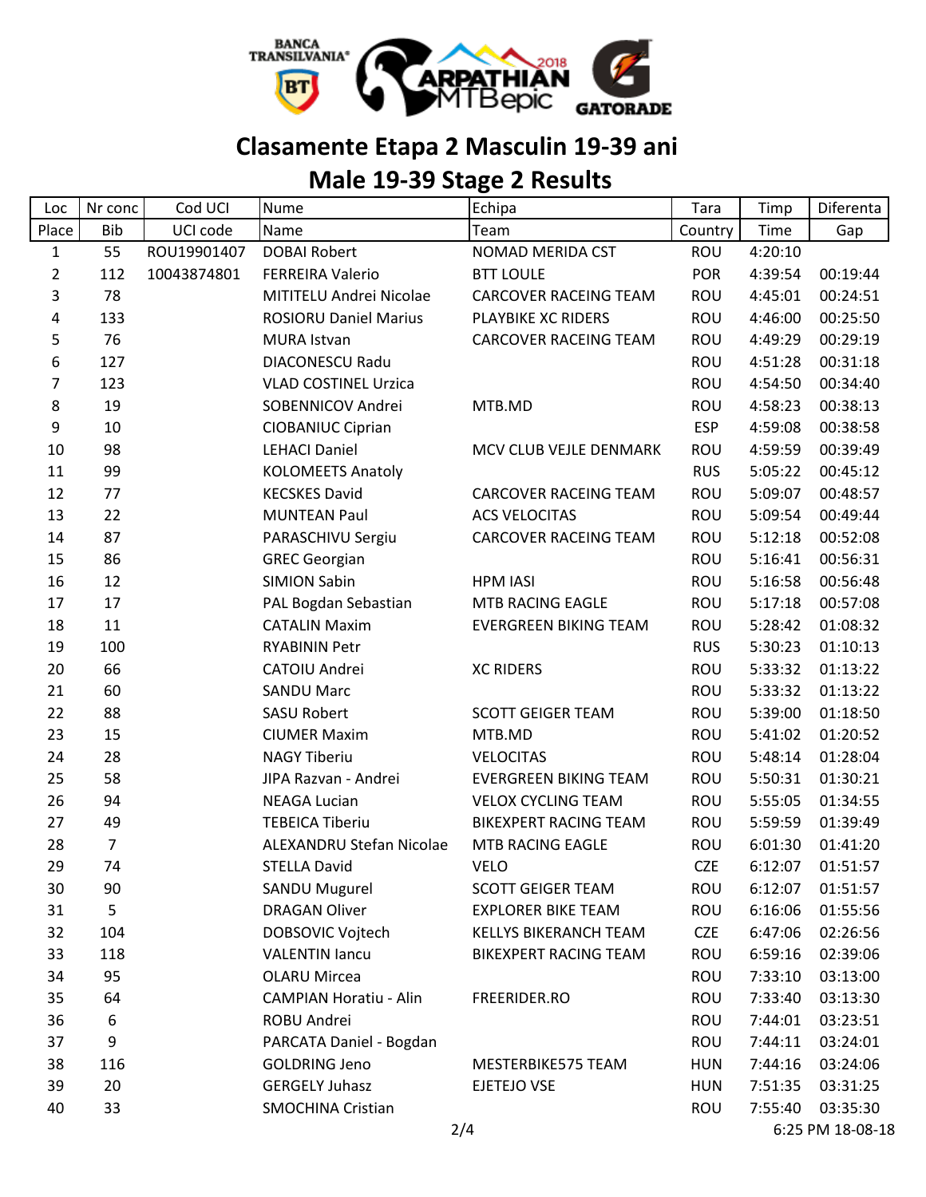# Clasamente Etapa 2 Masculin 19-39 ani

# Male 19-39 Stage 2 Results

| Loc | Nr conc | Cod UCI | Nume | Echipa | Tara | Timp | Diferenta |
|---|---|---|---|---|---|---|---|
| Place | Bib | UCI code | Name | Team | Country | Time | Gap |
| 1 | 55 | ROU19901407 | DOBAI Robert | NOMAD MERIDA CST | ROU | 4:20:10 | |
| 2 | 112 | 10043874801 | FERREIRA Valerio | BTT LOULE | POR | 4:39:54 | 00:19:44 |
| 3 | 78 | | MITITELU Andrei Nicolae | CARCOVER RACEING TEAM | ROU | 4:45:01 | 00:24:51 |
| 4 | 133 | | ROSIORU Daniel Marius | PLAYBIKE XC RIDERS | ROU | 4:46:00 | 00:25:50 |
| 5 | 76 | | MURA Istvan | CARCOVER RACEING TEAM | ROU | 4:49:29 | 00:29:19 |
| 6 | 127 | | DIACONESCU Radu | | ROU | 4:51:28 | 00:31:18 |
| 7 | 123 | | VLAD COSTINEL Urzica | | ROU | 4:54:50 | 00:34:40 |
| 8 | 19 | | SOBENNICOV Andrei | MTB.MD | ROU | 4:58:23 | 00:38:13 |
| 9 | 10 | | CIOBANIUC Ciprian | | ESP | 4:59:08 | 00:38:58 |
| 10 | 98 | | LEHACI Daniel | MCV CLUB VEJLE DENMARK | ROU | 4:59:59 | 00:39:49 |
| 11 | 99 | | KOLOMEETS Anatoly | | RUS | 5:05:22 | 00:45:12 |
| 12 | 77 | | KECSKES David | CARCOVER RACEING TEAM | ROU | 5:09:07 | 00:48:57 |
| 13 | 22 | | MUNTEAN Paul | ACS VELOCITAS | ROU | 5:09:54 | 00:49:44 |
| 14 | 87 | | PARASCHIVU Sergiu | CARCOVER RACEING TEAM | ROU | 5:12:18 | 00:52:08 |
| 15 | 86 | | GREC Georgian | | ROU | 5:16:41 | 00:56:31 |
| 16 | 12 | | SIMION Sabin | HPM IASI | ROU | 5:16:58 | 00:56:48 |
| 17 | 17 | | PAL Bogdan Sebastian | MTB RACING EAGLE | ROU | 5:17:18 | 00:57:08 |
| 18 | 11 | | CATALIN Maxim | EVERGREEN BIKING TEAM | ROU | 5:28:42 | 01:08:32 |
| 19 | 100 | | RYABININ Petr | | RUS | 5:30:23 | 01:10:13 |
| 20 | 66 | | CATOIU Andrei | XC RIDERS | ROU | 5:33:32 | 01:13:22 |
| 21 | 60 | | SANDU Marc | | ROU | 5:33:32 | 01:13:22 |
| 22 | 88 | | SASU Robert | SCOTT GEIGER TEAM | ROU | 5:39:00 | 01:18:50 |
| 23 | 15 | | CIUMER Maxim | MTB.MD | ROU | 5:41:02 | 01:20:52 |
| 24 | 28 | | NAGY Tiberiu | VELOCITAS | ROU | 5:48:14 | 01:28:04 |
| 25 | 58 | | JIPA Razvan - Andrei | EVERGREEN BIKING TEAM | ROU | 5:50:31 | 01:30:21 |
| 26 | 94 | | NEAGA Lucian | VELOX CYCLING TEAM | ROU | 5:55:05 | 01:34:55 |
| 27 | 49 | | TEBEICA Tiberiu | BIKEXPERT RACING TEAM | ROU | 5:59:59 | 01:39:49 |
| 28 | 7 | | ALEXANDRU Stefan Nicolae | MTB RACING EAGLE | ROU | 6:01:30 | 01:41:20 |
| 29 | 74 | | STELLA David | VELO | CZE | 6:12:07 | 01:51:57 |
| 30 | 90 | | SANDU Mugurel | SCOTT GEIGER TEAM | ROU | 6:12:07 | 01:51:57 |
| 31 | 5 | | DRAGAN Oliver | EXPLORER BIKE TEAM | ROU | 6:16:06 | 01:55:56 |
| 32 | 104 | | DOBSOVIC Vojtech | KELLYS BIKERANCH TEAM | CZE | 6:47:06 | 02:26:56 |
| 33 | 118 | | VALENTIN Iancu | BIKEXPERT RACING TEAM | ROU | 6:59:16 | 02:39:06 |
| 34 | 95 | | OLARU Mircea | | ROU | 7:33:10 | 03:13:00 |
| 35 | 64 | | CAMPIAN Horatiu - Alin | FREERIDER.RO | ROU | 7:33:40 | 03:13:30 |
| 36 | 6 | | ROBU Andrei | | ROU | 7:44:01 | 03:23:51 |
| 37 | 9 | | PARCATA Daniel - Bogdan | | ROU | 7:44:11 | 03:24:01 |
| 38 | 116 | | GOLDRING Jeno | MESTERBIKE575 TEAM | HUN | 7:44:16 | 03:24:06 |
| 39 | 20 | | GERGELY Juhasz | EJETEJO VSE | HUN | 7:51:35 | 03:31:25 |
| 40 | 33 | | SMOCHINA Cristian | | ROU | 7:55:40 | 03:35:30 |

6:25 PM 18-08-18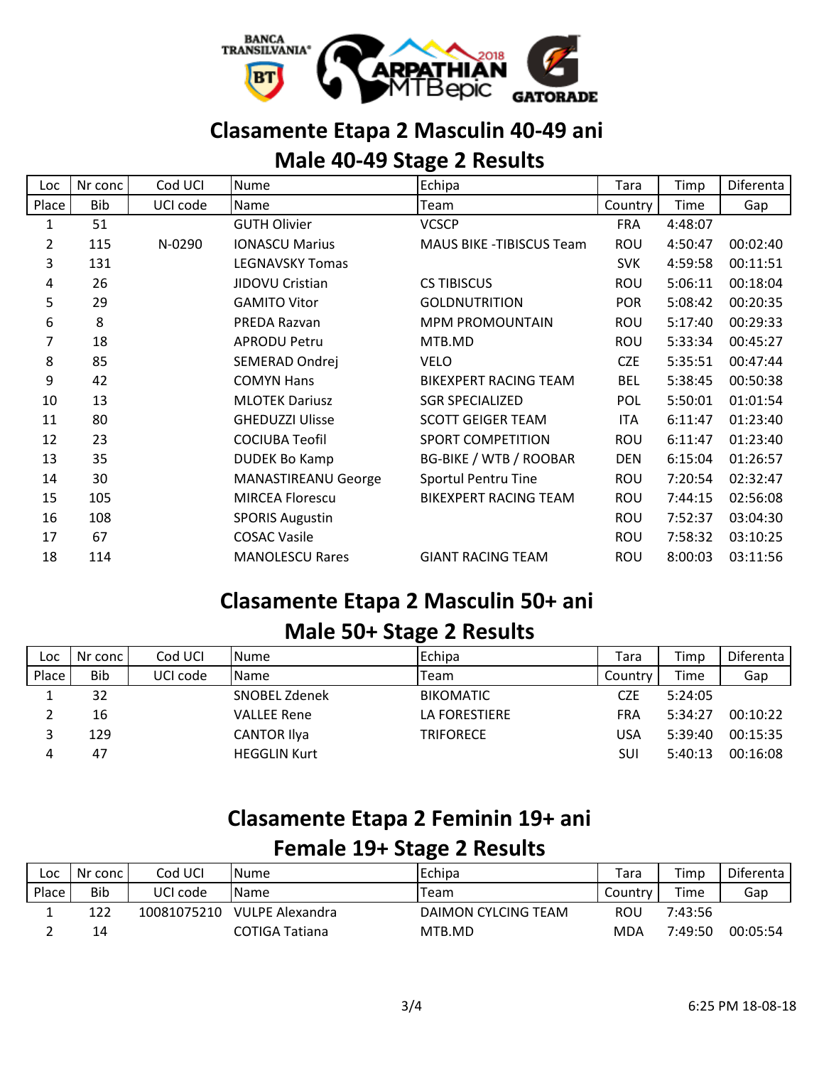# Clasamente Etapa 2 Masculin 40-49 ani

## Male 40-49 Stage 2 Results

| Loc | Nr conc | Cod UCI | Nume | Echipa | Tara | Timp | Diferenta |
|---|---|---|---|---|---|---|---|
| Place | Bib | UCI code | Name | Team | Country | Time | Gap |
| 1 | 51 | | GUTH Olivier | VCSCP | FRA | 4:48:07 | |
| 2 | 115 | N-0290 | IONASCU Marius | MAUS BIKE -TIBISCUS Team | ROU | 4:50:47 | 00:02:40 |
| 3 | 131 | | LEGNAVSKY Tomas | | SVK | 4:59:58 | 00:11:51 |
| 4 | 26 | | JIDOVU Cristian | CS TIBISCUS | ROU | 5:06:11 | 00:18:04 |
| 5 | 29 | | GAMITO Vitor | GOLDNUTRITION | POR | 5:08:42 | 00:20:35 |
| 6 | 8 | | PREDA Razvan | MPM PROMOUNTAIN | ROU | 5:17:40 | 00:29:33 |
| 7 | 18 | | APRODU Petru | MTB.MD | ROU | 5:33:34 | 00:45:27 |
| 8 | 85 | | SEMERAD Ondrej | VELO | CZE | 5:35:51 | 00:47:44 |
| 9 | 42 | | COMYN Hans | BIKEXPERT RACING TEAM | BEL | 5:38:45 | 00:50:38 |
| 10 | 13 | | MLOTEK Dariusz | SGR SPECIALIZED | POL | 5:50:01 | 01:01:54 |
| 11 | 80 | | GHEDUZZI Ulisse | SCOTT GEIGER TEAM | ITA | 6:11:47 | 01:23:40 |
| 12 | 23 | | COCIUBA Teofil | SPORT COMPETITION | ROU | 6:11:47 | 01:23:40 |
| 13 | 35 | | DUDEK Bo Kamp | BG-BIKE / WTB / ROOBAR | DEN | 6:15:04 | 01:26:57 |
| 14 | 30 | | MANASTIREANU George | Sportul Pentru Tine | ROU | 7:20:54 | 02:32:47 |
| 15 | 105 | | MIRCEA Florescu | BIKEXPERT RACING TEAM | ROU | 7:44:15 | 02:56:08 |
| 16 | 108 | | SPORIS Augustin | | ROU | 7:52:37 | 03:04:30 |
| 17 | 67 | | COSAC Vasile | | ROU | 7:58:32 | 03:10:25 |
| 18 | 114 | | MANOLESCU Rares | GIANT RACING TEAM | ROU | 8:00:03 | 03:11:56 |

# Clasamente Etapa 2 Masculin 50+ ani

## Male 50+ Stage 2 Results

| Loc | Nr conc | Cod UCI | Nume | Echipa | Tara | Timp | Diferenta |
|---|---|---|---|---|---|---|---|
| Place | Bib | UCI code | Name | Team | Country | Time | Gap |
| 1 | 32 | | SNOBEL Zdenek | BIKOMATIC | CZE | 5:24:05 | |
| 2 | 16 | | VALLEE Rene | LA FORESTIERE | FRA | 5:34:27 | 00:10:22 |
| 3 | 129 | | CANTOR Ilya | TRIFORECE | USA | 5:39:40 | 00:15:35 |
| 4 | 47 | | HEGGLIN Kurt | | SUI | 5:40:13 | 00:16:08 |

# Clasamente Etapa 2 Feminin 19+ ani

## Female 19+ Stage 2 Results

| Loc | Nr conc | Cod UCI | Nume | Echipa | Tara | Timp | Diferenta |
|---|---|---|---|---|---|---|---|
| Place | Bib | UCI code | Name | Team | Country | Time | Gap |
| 1 | 122 | 10081075210 | VULPE Alexandra | DAIMON CYLCING TEAM | ROU | 7:43:56 | |
| 2 | 14 | | COTIGA Tatiana | MTB.MD | MDA | 7:49:50 | 00:05:54 |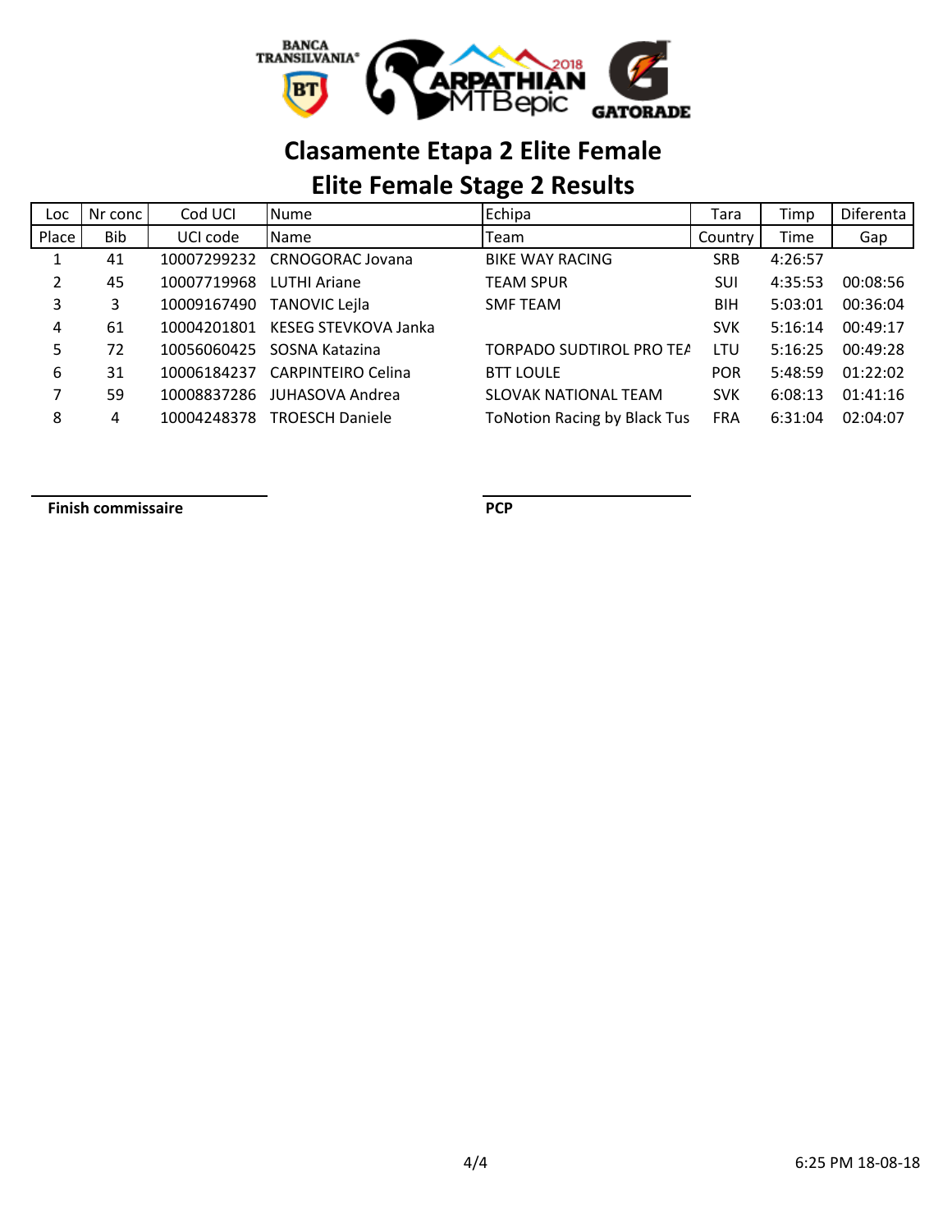BANCA TRANSILVANIA

CARPATHIAN MTBepic 2018

GATORADE

# Clasamente Etapa 2 Elite Female

# Elite Female Stage 2 Results

| Loc | Nr conc | Cod UCI | Nume | Echipa | Tara | Timp | Diferenta |
|---|---|---|---|---|---|---|---|
| Place | Bib | UCI code | Name | Team | Country | Time | Gap |
| 1 | 41 | 10007299232 | CRNOGORAC Jovana | BIKE WAY RACING | SRB | 4:26:57 | |
| 2 | 45 | 10007719968 | LUTHI Ariane | TEAM SPUR | SUI | 4:35:53 | 00:08:56 |
| 3 | 3 | 10009167490 | TANOVIC Lejla | SMF TEAM | BIH | 5:03:01 | 00:36:04 |
| 4 | 61 | 10004201801 | KESEG STEVKOVA Janka | | SVK | 5:16:14 | 00:49:17 |
| 5 | 72 | 10056060425 | SOSNA Katazina | TORPADO SUDTIROL PRO TEA | LTU | 5:16:25 | 00:49:28 |
| 6 | 31 | 10006184237 | CARPINTEIRO Celina | BTT LOULE | POR | 5:48:59 | 01:22:02 |
| 7 | 59 | 10008837286 | JUHASOVA Andrea | SLOVAK NATIONAL TEAM | SVK | 6:08:13 | 01:41:16 |
| 8 | 4 | 10004248378 | TROESCH Daniele | ToNotion Racing by Black Tus | FRA | 6:31:04 | 02:04:07 |

**Finish commissaire**

**PCP**

6:25 PM 18-08-18